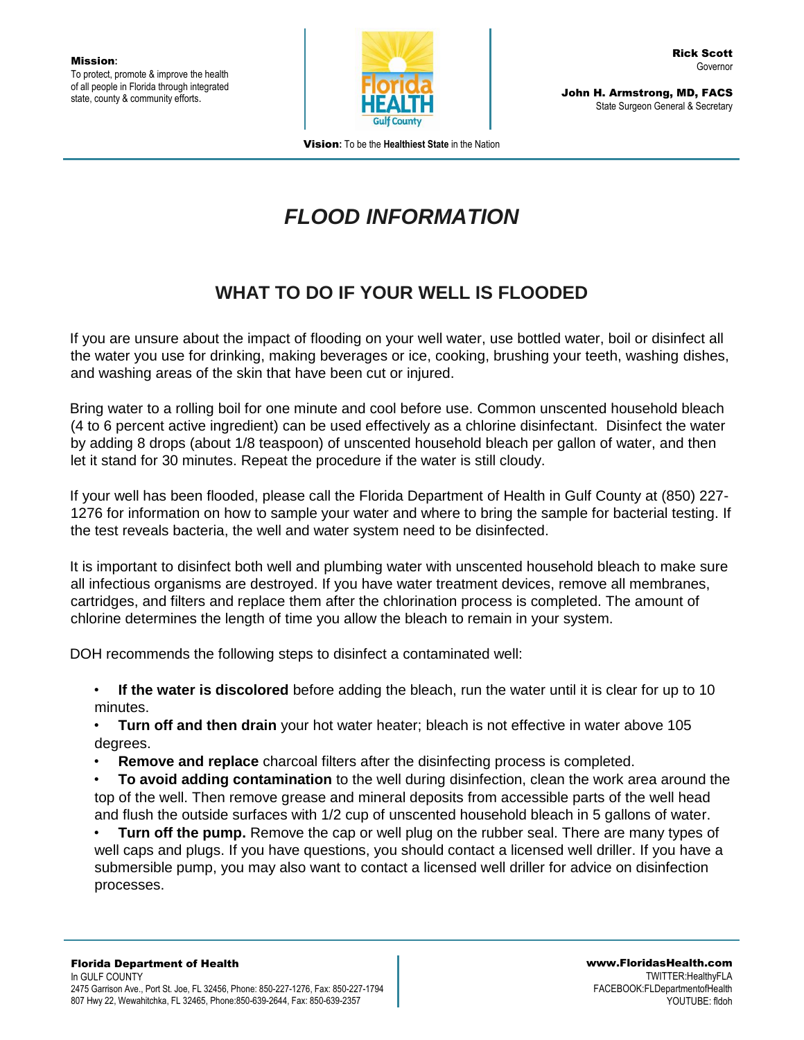Mission: To protect, promote & improve the health of all people in Florida through integrated state, county & community efforts.

Rick Scott
Governor

John H. Armstrong, MD, FACS
State Surgeon General & Secretary

Vision: To be the Healthiest State in the Nation

# *FLOOD INFORMATION*

## WHAT TO DO IF YOUR WELL IS FLOODED

If you are unsure about the impact of flooding on your well water, use bottled water, boil or disinfect all the water you use for drinking, making beverages or ice, cooking, brushing your teeth, washing dishes, and washing areas of the skin that have been cut or injured.

Bring water to a rolling boil for one minute and cool before use. Common unscented household bleach (4 to 6 percent active ingredient) can be used effectively as a chlorine disinfectant. Disinfect the water by adding 8 drops (about 1/8 teaspoon) of unscented household bleach per gallon of water, and then let it stand for 30 minutes. Repeat the procedure if the water is still cloudy.

If your well has been flooded, please call the Florida Department of Health in Gulf County at (850) 227-1276 for information on how to sample your water and where to bring the sample for bacterial testing. If the test reveals bacteria, the well and water system need to be disinfected.

It is important to disinfect both well and plumbing water with unscented household bleach to make sure all infectious organisms are destroyed. If you have water treatment devices, remove all membranes, cartridges, and filters and replace them after the chlorination process is completed. The amount of chlorine determines the length of time you allow the bleach to remain in your system.

DOH recommends the following steps to disinfect a contaminated well:

- **If the water is discolored** before adding the bleach, run the water until it is clear for up to 10 minutes.
- **Turn off and then drain** your hot water heater; bleach is not effective in water above 105 degrees.
- **Remove and replace** charcoal filters after the disinfecting process is completed.
- **To avoid adding contamination** to the well during disinfection, clean the work area around the top of the well. Then remove grease and mineral deposits from accessible parts of the well head and flush the outside surfaces with 1/2 cup of unscented household bleach in 5 gallons of water.
- **Turn off the pump.** Remove the cap or well plug on the rubber seal. There are many types of well caps and plugs. If you have questions, you should contact a licensed well driller. If you have a submersible pump, you may also want to contact a licensed well driller for advice on disinfection processes.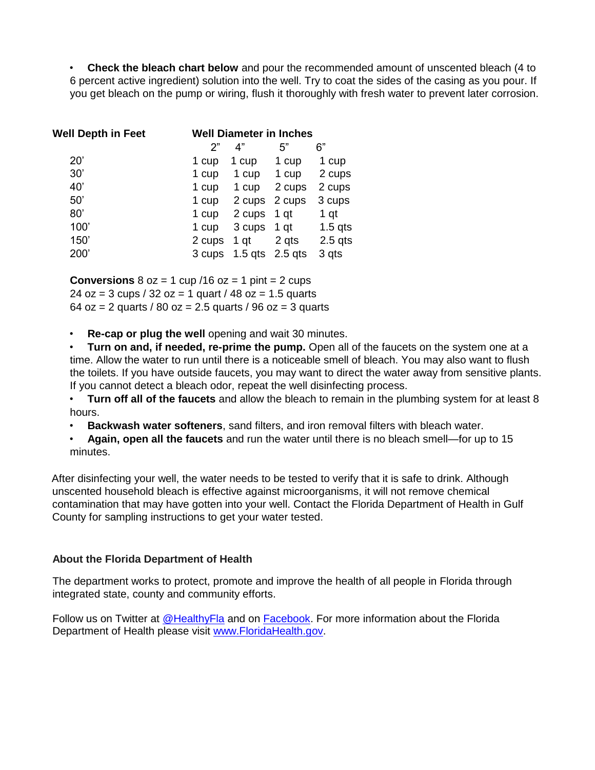- **Check the bleach chart below** and pour the recommended amount of unscented bleach (4 to 6 percent active ingredient) solution into the well. Try to coat the sides of the casing as you pour. If you get bleach on the pump or wiring, flush it thoroughly with fresh water to prevent later corrosion.

| Well Depth in Feet | Well Diameter in Inches | | | |
|---|---|---|---|---|
| | 2" | 4" | 5" | 6" |
| 20' | 1 cup | 1 cup | 1 cup | 1 cup |
| 30' | 1 cup | 1 cup | 1 cup | 2 cups |
| 40' | 1 cup | 1 cup | 2 cups | 2 cups |
| 50' | 1 cup | 2 cups | 2 cups | 3 cups |
| 80' | 1 cup | 2 cups | 1 qt | 1 qt |
| 100' | 1 cup | 3 cups | 1 qt | 1.5 qts |
| 150' | 2 cups | 1 qt | 2 qts | 2.5 qts |
| 200' | 3 cups | 1.5 qts | 2.5 qts | 3 qts |

**Conversions** 8 oz = 1 cup /16 oz = 1 pint = 2 cups
24 oz = 3 cups / 32 oz = 1 quart / 48 oz = 1.5 quarts
64 oz = 2 quarts / 80 oz = 2.5 quarts / 96 oz = 3 quarts

- **Re-cap or plug the well** opening and wait 30 minutes.
- **Turn on and, if needed, re-prime the pump.** Open all of the faucets on the system one at a time. Allow the water to run until there is a noticeable smell of bleach. You may also want to flush the toilets. If you have outside faucets, you may want to direct the water away from sensitive plants. If you cannot detect a bleach odor, repeat the well disinfecting process.
- **Turn off all of the faucets** and allow the bleach to remain in the plumbing system for at least 8 hours.
- **Backwash water softeners**, sand filters, and iron removal filters with bleach water.
- **Again, open all the faucets** and run the water until there is no bleach smell—for up to 15 minutes.

After disinfecting your well, the water needs to be tested to verify that it is safe to drink. Although unscented household bleach is effective against microorganisms, it will not remove chemical contamination that may have gotten into your well. Contact the Florida Department of Health in Gulf County for sampling instructions to get your water tested.

### About the Florida Department of Health

The department works to protect, promote and improve the health of all people in Florida through integrated state, county and community efforts.

Follow us on Twitter at @HealthyFla and on Facebook. For more information about the Florida Department of Health please visit www.FloridaHealth.gov.